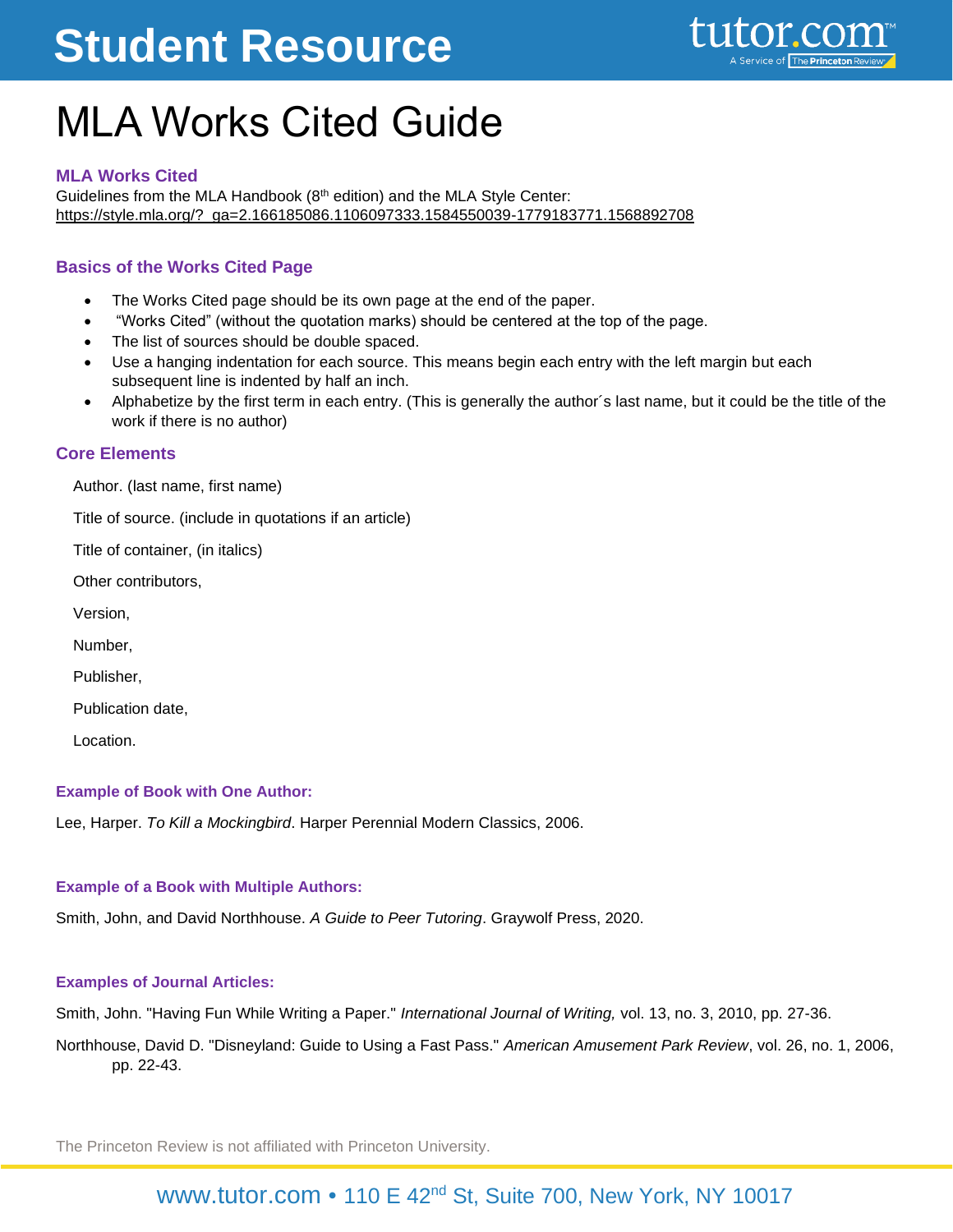# Student Resource

# MLA Works Cited Guide

### MLA Works Cited

Guidelines from the MLA Handbook (8th edition) and the MLA Style Center: https://style.mla.org/?_ga=2.166185086.1106097333.1584550039-1779183771.1568892708

### Basics of the Works Cited Page

- The Works Cited page should be its own page at the end of the paper.
- "Works Cited" (without the quotation marks) should be centered at the top of the page.
- The list of sources should be double spaced.
- Use a hanging indentation for each source. This means begin each entry with the left margin but each subsequent line is indented by half an inch.
- Alphabetize by the first term in each entry. (This is generally the author´s last name, but it could be the title of the work if there is no author)

### Core Elements

Author. (last name, first name)

Title of source. (include in quotations if an article)

Title of container, (in italics)

Other contributors,

Version,

Number,

Publisher,

Publication date,

Location.

#### Example of Book with One Author:

Lee, Harper. *To Kill a Mockingbird*. Harper Perennial Modern Classics, 2006.

#### Example of a Book with Multiple Authors:

Smith, John, and David Northhouse. *A Guide to Peer Tutoring*. Graywolf Press, 2020.

#### Examples of Journal Articles:

Smith, John. "Having Fun While Writing a Paper." *International Journal of Writing,* vol. 13, no. 3, 2010, pp. 27-36.

Northhouse, David D. "Disneyland: Guide to Using a Fast Pass." *American Amusement Park Review*, vol. 26, no. 1, 2006, pp. 22-43.

The Princeton Review is not affiliated with Princeton University.

www.tutor.com • 110 E 42nd St, Suite 700, New York, NY 10017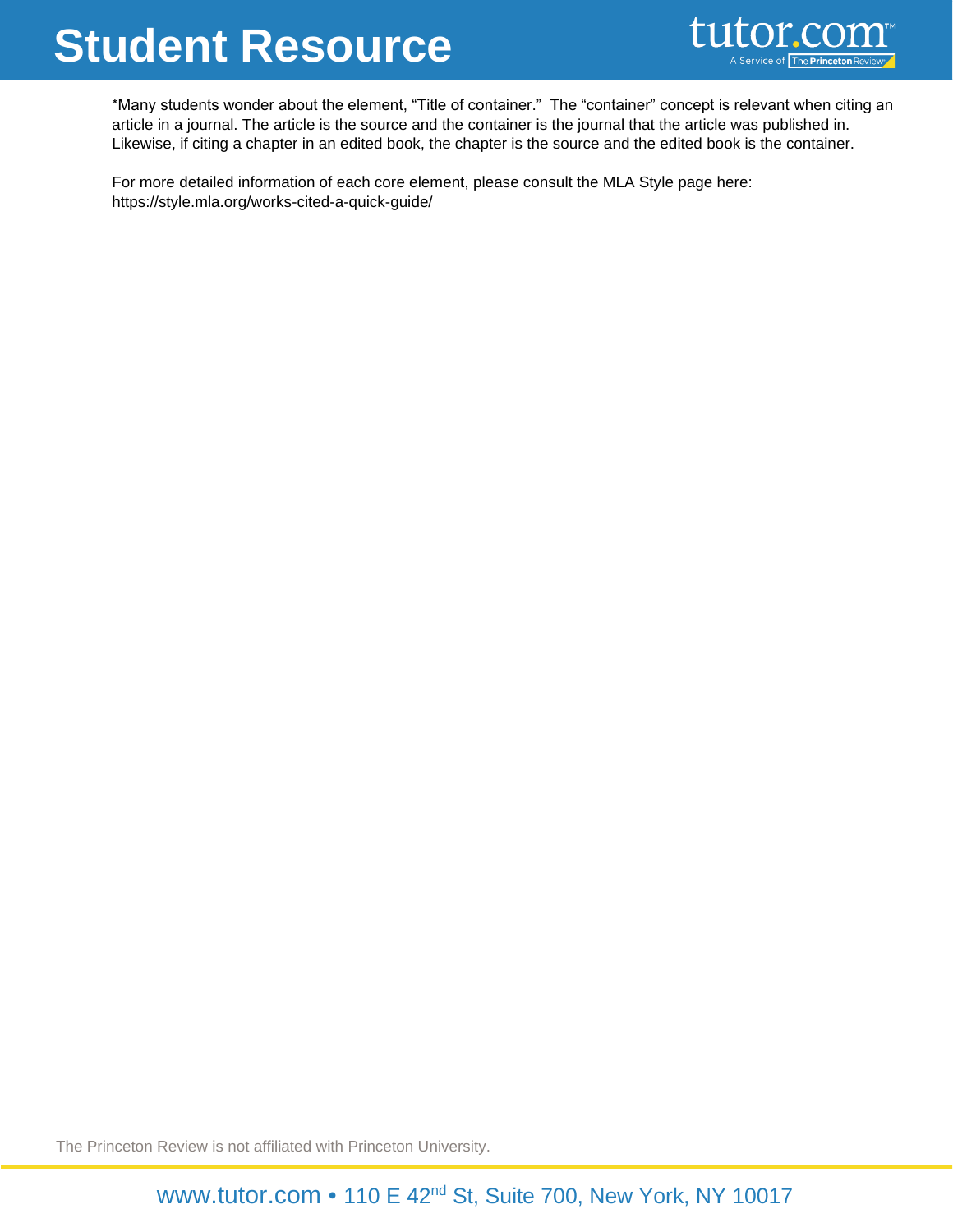*Many students wonder about the element, “Title of container.” The “container” concept is relevant when citing an article in a journal. The article is the source and the container is the journal that the article was published in. Likewise, if citing a chapter in an edited book, the chapter is the source and the edited book is the container.

For more detailed information of each core element, please consult the MLA Style page here: https://style.mla.org/works-cited-a-quick-guide/

The Princeton Review is not affiliated with Princeton University.